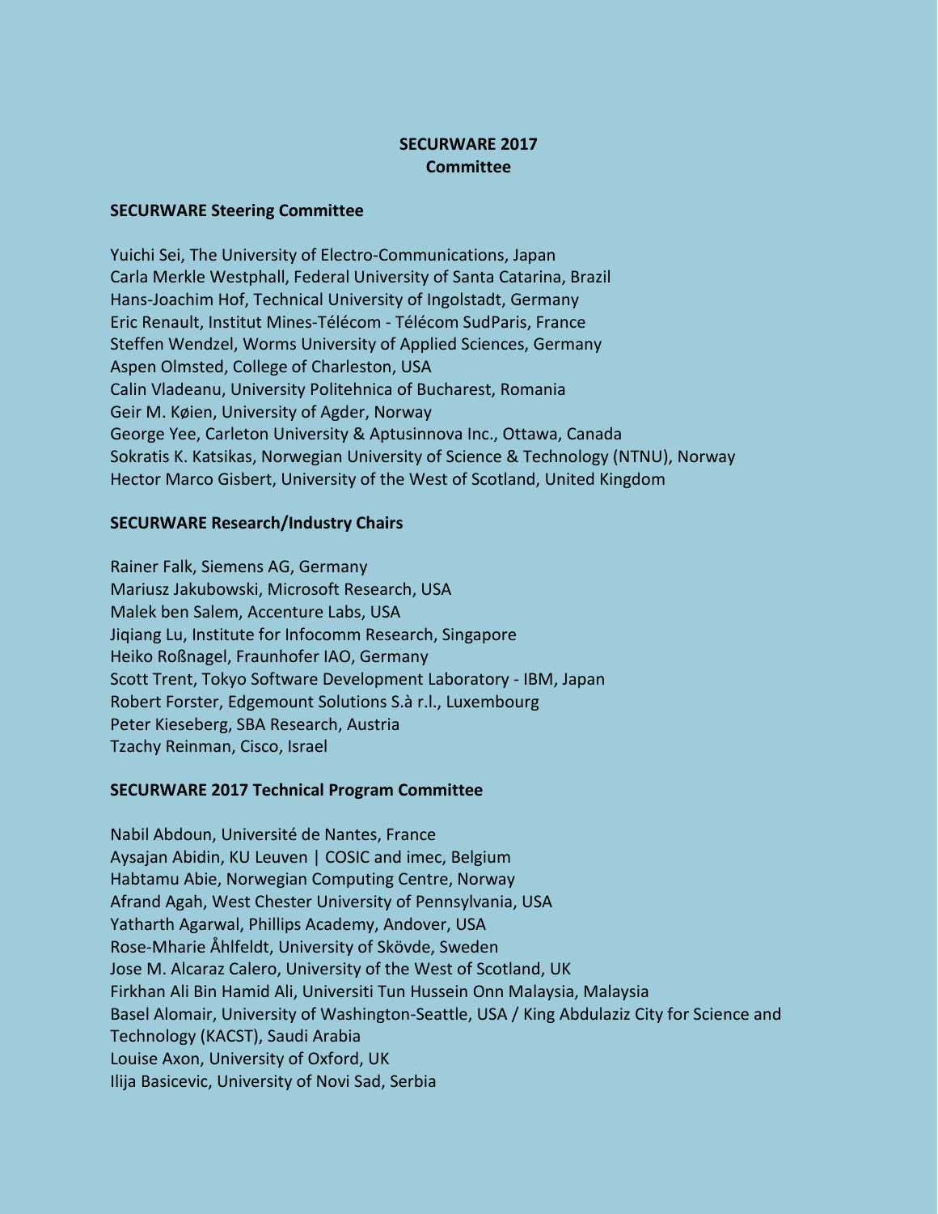# SECURWARE 2017
## Committee

### SECURWARE Steering Committee

Yuichi Sei, The University of Electro-Communications, Japan
Carla Merkle Westphall, Federal University of Santa Catarina, Brazil
Hans-Joachim Hof, Technical University of Ingolstadt, Germany
Eric Renault, Institut Mines-Télécom - Télécom SudParis, France
Steffen Wendzel, Worms University of Applied Sciences, Germany
Aspen Olmsted, College of Charleston, USA
Calin Vladeanu, University Politehnica of Bucharest, Romania
Geir M. Køien, University of Agder, Norway
George Yee, Carleton University & Aptusinnova Inc., Ottawa, Canada
Sokratis K. Katsikas, Norwegian University of Science & Technology (NTNU), Norway
Hector Marco Gisbert, University of the West of Scotland, United Kingdom

### SECURWARE Research/Industry Chairs

Rainer Falk, Siemens AG, Germany
Mariusz Jakubowski, Microsoft Research, USA
Malek ben Salem, Accenture Labs, USA
Jiqiang Lu, Institute for Infocomm Research, Singapore
Heiko Roßnagel, Fraunhofer IAO, Germany
Scott Trent, Tokyo Software Development Laboratory - IBM, Japan
Robert Forster, Edgemount Solutions S.à r.l., Luxembourg
Peter Kieseberg, SBA Research, Austria
Tzachy Reinman, Cisco, Israel

### SECURWARE 2017 Technical Program Committee

Nabil Abdoun, Université de Nantes, France
Aysajan Abidin, KU Leuven | COSIC and imec, Belgium
Habtamu Abie, Norwegian Computing Centre, Norway
Afrand Agah, West Chester University of Pennsylvania, USA
Yatharth Agarwal, Phillips Academy, Andover, USA
Rose-Mharie Åhlfeldt, University of Skövde, Sweden
Jose M. Alcaraz Calero, University of the West of Scotland, UK
Firkhan Ali Bin Hamid Ali, Universiti Tun Hussein Onn Malaysia, Malaysia
Basel Alomair, University of Washington-Seattle, USA / King Abdulaziz City for Science and Technology (KACST), Saudi Arabia
Louise Axon, University of Oxford, UK
Ilija Basicevic, University of Novi Sad, Serbia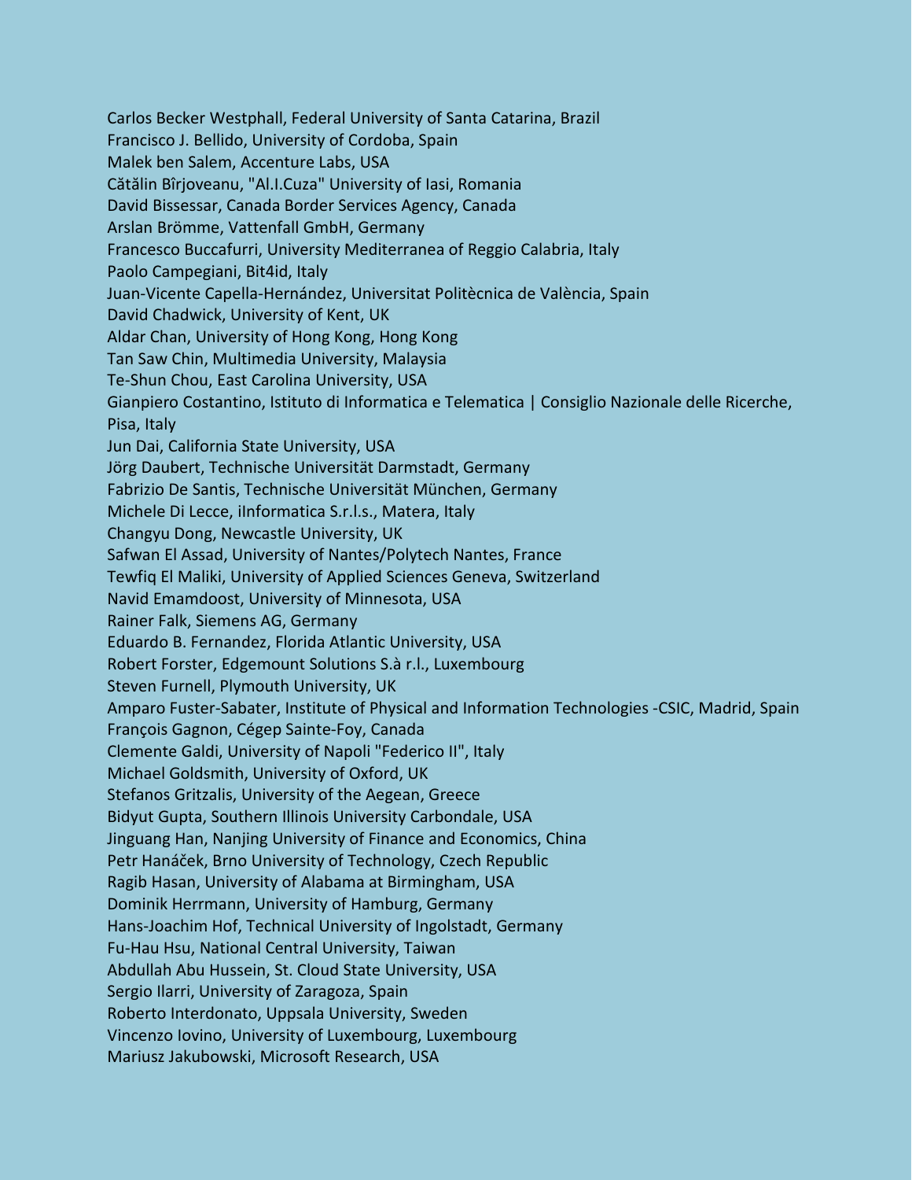Carlos Becker Westphall, Federal University of Santa Catarina, Brazil
Francisco J. Bellido, University of Cordoba, Spain
Malek ben Salem, Accenture Labs, USA
Cătălin Bîrjoveanu, "Al.I.Cuza" University of Iasi, Romania
David Bissessar, Canada Border Services Agency, Canada
Arslan Brömme, Vattenfall GmbH, Germany
Francesco Buccafurri, University Mediterranea of Reggio Calabria, Italy
Paolo Campegiani, Bit4id, Italy
Juan-Vicente Capella-Hernández, Universitat Politècnica de València, Spain
David Chadwick, University of Kent, UK
Aldar Chan, University of Hong Kong, Hong Kong
Tan Saw Chin, Multimedia University, Malaysia
Te-Shun Chou, East Carolina University, USA
Gianpiero Costantino, Istituto di Informatica e Telematica | Consiglio Nazionale delle Ricerche, Pisa, Italy
Jun Dai, California State University, USA
Jörg Daubert, Technische Universität Darmstadt, Germany
Fabrizio De Santis, Technische Universität München, Germany
Michele Di Lecce, iInformatica S.r.l.s., Matera, Italy
Changyu Dong, Newcastle University, UK
Safwan El Assad, University of Nantes/Polytech Nantes, France
Tewfiq El Maliki, University of Applied Sciences Geneva, Switzerland
Navid Emamdoost, University of Minnesota, USA
Rainer Falk, Siemens AG, Germany
Eduardo B. Fernandez, Florida Atlantic University, USA
Robert Forster, Edgemount Solutions S.à r.l., Luxembourg
Steven Furnell, Plymouth University, UK
Amparo Fuster-Sabater, Institute of Physical and Information Technologies -CSIC, Madrid, Spain
François Gagnon, Cégep Sainte-Foy, Canada
Clemente Galdi, University of Napoli "Federico II", Italy
Michael Goldsmith, University of Oxford, UK
Stefanos Gritzalis, University of the Aegean, Greece
Bidyut Gupta, Southern Illinois University Carbondale, USA
Jinguang Han, Nanjing University of Finance and Economics, China
Petr Hanáček, Brno University of Technology, Czech Republic
Ragib Hasan, University of Alabama at Birmingham, USA
Dominik Herrmann, University of Hamburg, Germany
Hans-Joachim Hof, Technical University of Ingolstadt, Germany
Fu-Hau Hsu, National Central University, Taiwan
Abdullah Abu Hussein, St. Cloud State University, USA
Sergio Ilarri, University of Zaragoza, Spain
Roberto Interdonato, Uppsala University, Sweden
Vincenzo Iovino, University of Luxembourg, Luxembourg
Mariusz Jakubowski, Microsoft Research, USA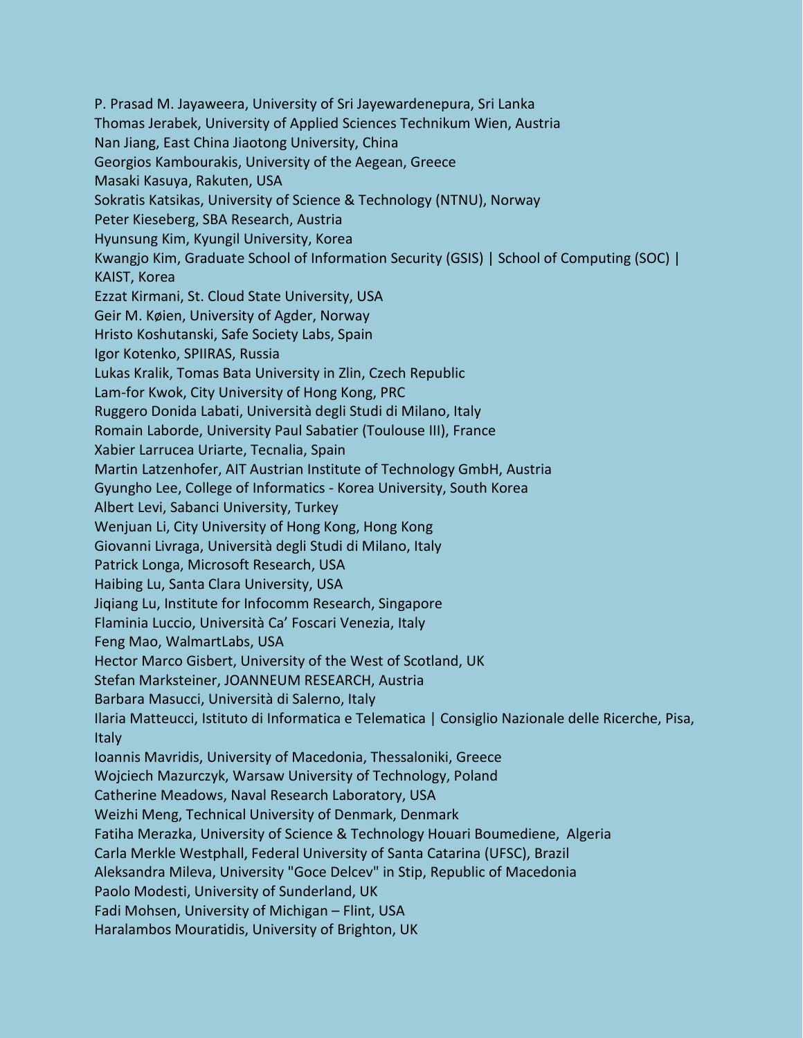P. Prasad M. Jayaweera, University of Sri Jayewardenepura, Sri Lanka
Thomas Jerabek, University of Applied Sciences Technikum Wien, Austria
Nan Jiang, East China Jiaotong University, China
Georgios Kambourakis, University of the Aegean, Greece
Masaki Kasuya, Rakuten, USA
Sokratis Katsikas, University of Science & Technology (NTNU), Norway
Peter Kieseberg, SBA Research, Austria
Hyunsung Kim, Kyungil University, Korea
Kwangjo Kim, Graduate School of Information Security (GSIS) | School of Computing (SOC) | KAIST, Korea
Ezzat Kirmani, St. Cloud State University, USA
Geir M. Køien, University of Agder, Norway
Hristo Koshutanski, Safe Society Labs, Spain
Igor Kotenko, SPIIRAS, Russia
Lukas Kralik, Tomas Bata University in Zlin, Czech Republic
Lam-for Kwok, City University of Hong Kong, PRC
Ruggero Donida Labati, Università degli Studi di Milano, Italy
Romain Laborde, University Paul Sabatier (Toulouse III), France
Xabier Larrucea Uriarte, Tecnalia, Spain
Martin Latzenhofer, AIT Austrian Institute of Technology GmbH, Austria
Gyungho Lee, College of Informatics - Korea University, South Korea
Albert Levi, Sabanci University, Turkey
Wenjuan Li, City University of Hong Kong, Hong Kong
Giovanni Livraga, Università degli Studi di Milano, Italy
Patrick Longa, Microsoft Research, USA
Haibing Lu, Santa Clara University, USA
Jiqiang Lu, Institute for Infocomm Research, Singapore
Flaminia Luccio, Università Ca' Foscari Venezia, Italy
Feng Mao, WalmartLabs, USA
Hector Marco Gisbert, University of the West of Scotland, UK
Stefan Marksteiner, JOANNEUM RESEARCH, Austria
Barbara Masucci, Università di Salerno, Italy
Ilaria Matteucci, Istituto di Informatica e Telematica | Consiglio Nazionale delle Ricerche, Pisa, Italy
Ioannis Mavridis, University of Macedonia, Thessaloniki, Greece
Wojciech Mazurczyk, Warsaw University of Technology, Poland
Catherine Meadows, Naval Research Laboratory, USA
Weizhi Meng, Technical University of Denmark, Denmark
Fatiha Merazka, University of Science & Technology Houari Boumediene, Algeria
Carla Merkle Westphall, Federal University of Santa Catarina (UFSC), Brazil
Aleksandra Mileva, University "Goce Delcev" in Stip, Republic of Macedonia
Paolo Modesti, University of Sunderland, UK
Fadi Mohsen, University of Michigan – Flint, USA
Haralambos Mouratidis, University of Brighton, UK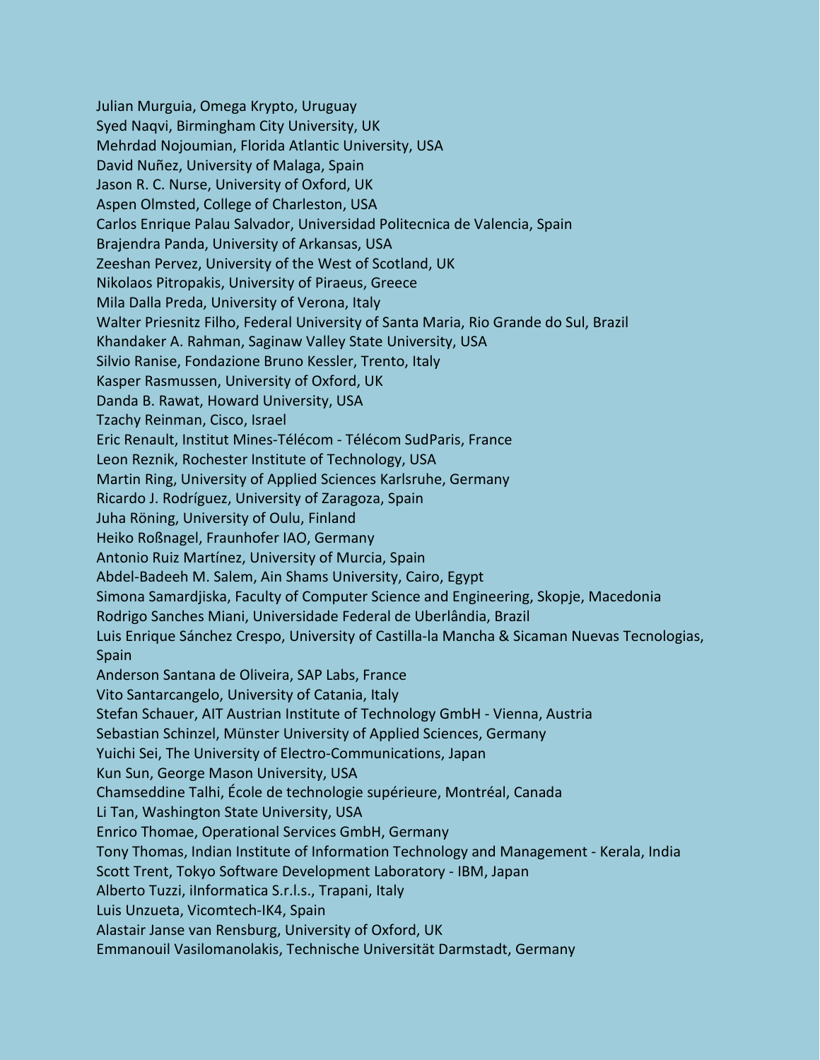Julian Murguia, Omega Krypto, Uruguay
Syed Naqvi, Birmingham City University, UK
Mehrdad Nojoumian, Florida Atlantic University, USA
David Nuñez, University of Malaga, Spain
Jason R. C. Nurse, University of Oxford, UK
Aspen Olmsted, College of Charleston, USA
Carlos Enrique Palau Salvador, Universidad Politecnica de Valencia, Spain
Brajendra Panda, University of Arkansas, USA
Zeeshan Pervez, University of the West of Scotland, UK
Nikolaos Pitropakis, University of Piraeus, Greece
Mila Dalla Preda, University of Verona, Italy
Walter Priesnitz Filho, Federal University of Santa Maria, Rio Grande do Sul, Brazil
Khandaker A. Rahman, Saginaw Valley State University, USA
Silvio Ranise, Fondazione Bruno Kessler, Trento, Italy
Kasper Rasmussen, University of Oxford, UK
Danda B. Rawat, Howard University, USA
Tzachy Reinman, Cisco, Israel
Eric Renault, Institut Mines-Télécom - Télécom SudParis, France
Leon Reznik, Rochester Institute of Technology, USA
Martin Ring, University of Applied Sciences Karlsruhe, Germany
Ricardo J. Rodríguez, University of Zaragoza, Spain
Juha Röning, University of Oulu, Finland
Heiko Roßnagel, Fraunhofer IAO, Germany
Antonio Ruiz Martínez, University of Murcia, Spain
Abdel-Badeeh M. Salem, Ain Shams University, Cairo, Egypt
Simona Samardjiska, Faculty of Computer Science and Engineering, Skopje, Macedonia
Rodrigo Sanches Miani, Universidade Federal de Uberlândia, Brazil
Luis Enrique Sánchez Crespo, University of Castilla-la Mancha & Sicaman Nuevas Tecnologias, Spain
Anderson Santana de Oliveira, SAP Labs, France
Vito Santarcangelo, University of Catania, Italy
Stefan Schauer, AIT Austrian Institute of Technology GmbH - Vienna, Austria
Sebastian Schinzel, Münster University of Applied Sciences, Germany
Yuichi Sei, The University of Electro-Communications, Japan
Kun Sun, George Mason University, USA
Chamseddine Talhi, École de technologie supérieure, Montréal, Canada
Li Tan, Washington State University, USA
Enrico Thomae, Operational Services GmbH, Germany
Tony Thomas, Indian Institute of Information Technology and Management - Kerala, India
Scott Trent, Tokyo Software Development Laboratory - IBM, Japan
Alberto Tuzzi, iInformatica S.r.l.s., Trapani, Italy
Luis Unzueta, Vicomtech-IK4, Spain
Alastair Janse van Rensburg, University of Oxford, UK
Emmanouil Vasilomanolakis, Technische Universität Darmstadt, Germany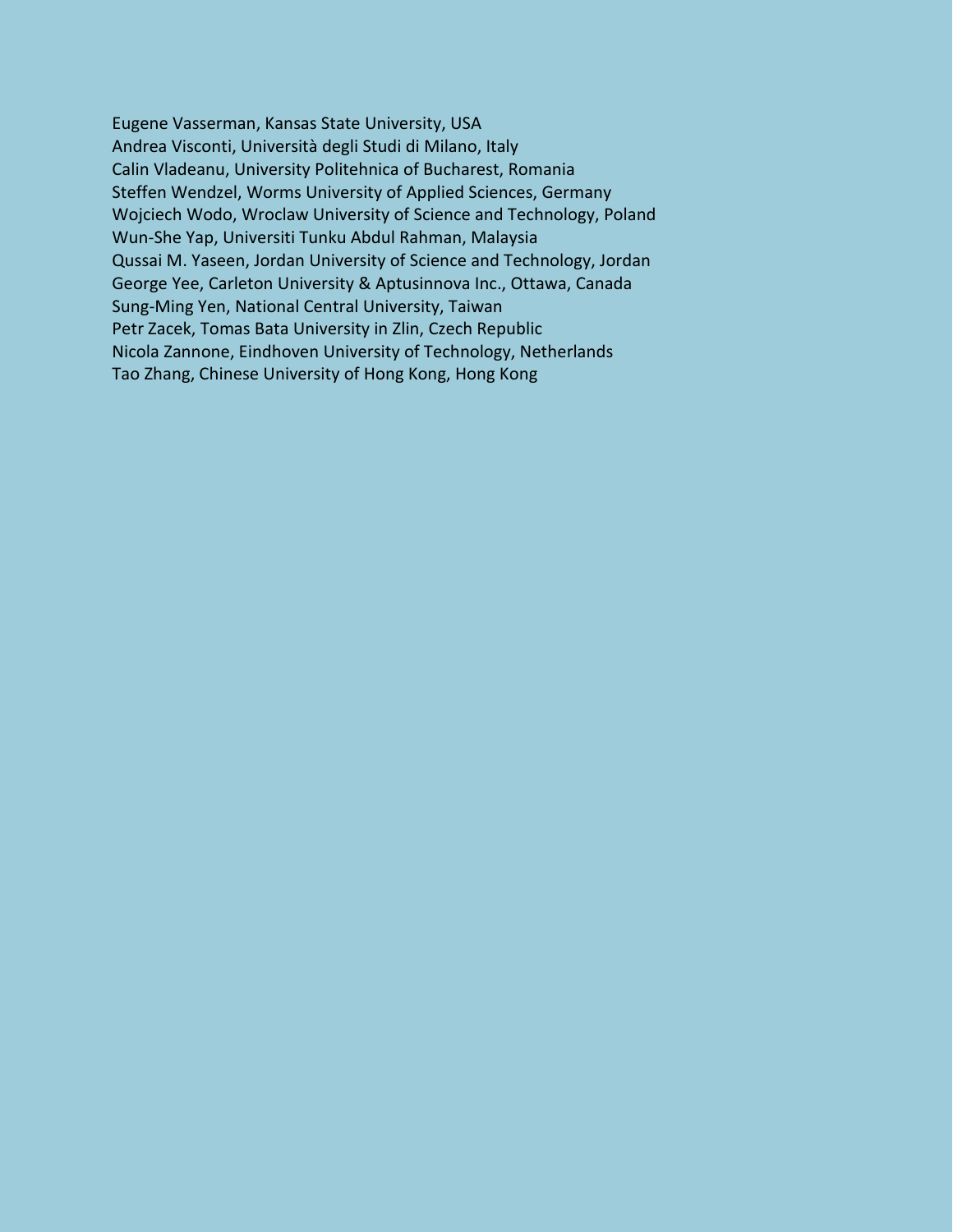Eugene Vasserman, Kansas State University, USA
Andrea Visconti, Università degli Studi di Milano, Italy
Calin Vladeanu, University Politehnica of Bucharest, Romania
Steffen Wendzel, Worms University of Applied Sciences, Germany
Wojciech Wodo, Wroclaw University of Science and Technology, Poland
Wun-She Yap, Universiti Tunku Abdul Rahman, Malaysia
Qussai M. Yaseen, Jordan University of Science and Technology, Jordan
George Yee, Carleton University & Aptusinnova Inc., Ottawa, Canada
Sung-Ming Yen, National Central University, Taiwan
Petr Zacek, Tomas Bata University in Zlin, Czech Republic
Nicola Zannone, Eindhoven University of Technology, Netherlands
Tao Zhang, Chinese University of Hong Kong, Hong Kong